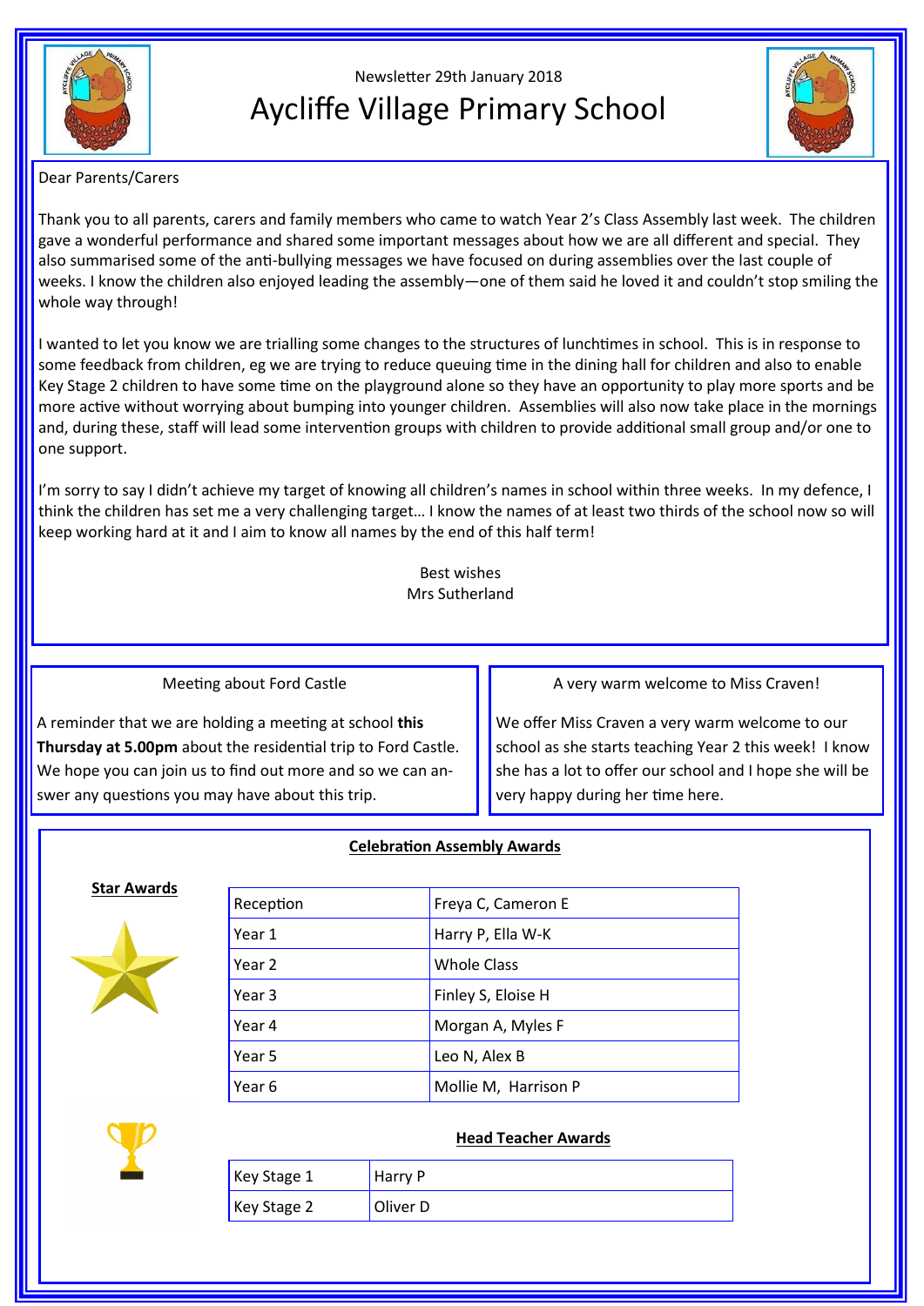Newsletter 29th January 2018

# Aycliffe Village Primary School

Dear Parents/Carers

Thank you to all parents, carers and family members who came to watch Year 2's Class Assembly last week. The children gave a wonderful performance and shared some important messages about how we are all different and special. They also summarised some of the anti-bullying messages we have focused on during assemblies over the last couple of weeks. I know the children also enjoyed leading the assembly—one of them said he loved it and couldn't stop smiling the whole way through!

I wanted to let you know we are trialling some changes to the structures of lunchtimes in school. This is in response to some feedback from children, eg we are trying to reduce queuing time in the dining hall for children and also to enable Key Stage 2 children to have some time on the playground alone so they have an opportunity to play more sports and be more active without worrying about bumping into younger children. Assemblies will also now take place in the mornings and, during these, staff will lead some intervention groups with children to provide additional small group and/or one to one support.

I'm sorry to say I didn't achieve my target of knowing all children's names in school within three weeks. In my defence, I think the children has set me a very challenging target… I know the names of at least two thirds of the school now so will keep working hard at it and I aim to know all names by the end of this half term!

Best wishes
Mrs Sutherland

## Meeting about Ford Castle

A reminder that we are holding a meeting at school **this Thursday at 5.00pm** about the residential trip to Ford Castle. We hope you can join us to find out more and so we can answer any questions you may have about this trip.

## A very warm welcome to Miss Craven!

We offer Miss Craven a very warm welcome to our school as she starts teaching Year 2 this week! I know she has a lot to offer our school and I hope she will be very happy during her time here.

## Celebration Assembly Awards

### Star Awards

| Reception | Freya C, Cameron E |
|---|---|
| Year 1 | Harry P, Ella W-K |
| Year 2 | Whole Class |
| Year 3 | Finley S, Eloise H |
| Year 4 | Morgan A, Myles F |
| Year 5 | Leo N, Alex B |
| Year 6 | Mollie M, Harrison P |

### Head Teacher Awards

| Key Stage 1 | Harry P |
|---|---|
| Key Stage 2 | Oliver D |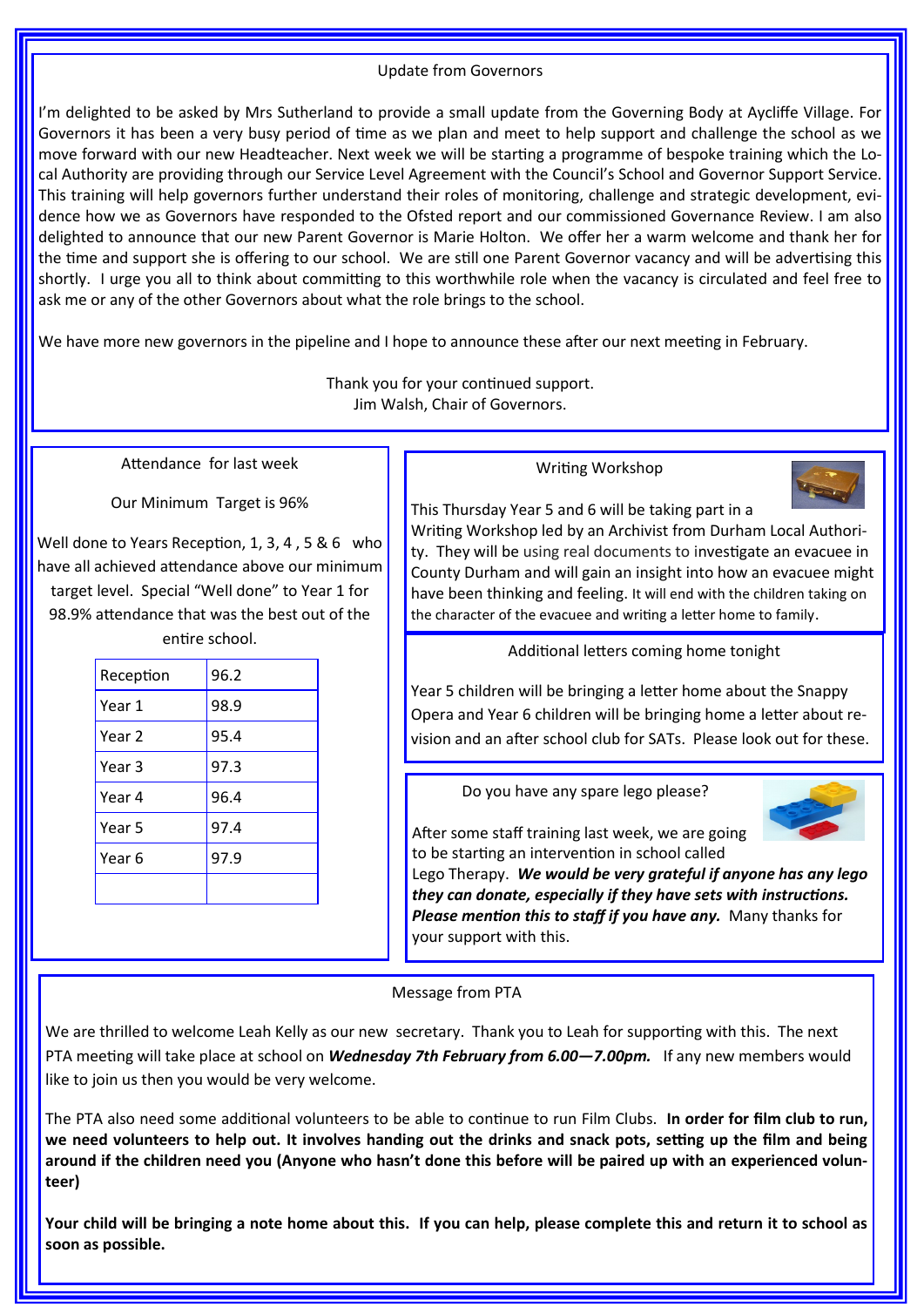## Update from Governors

I'm delighted to be asked by Mrs Sutherland to provide a small update from the Governing Body at Aycliffe Village. For Governors it has been a very busy period of time as we plan and meet to help support and challenge the school as we move forward with our new Headteacher. Next week we will be starting a programme of bespoke training which the Local Authority are providing through our Service Level Agreement with the Council's School and Governor Support Service. This training will help governors further understand their roles of monitoring, challenge and strategic development, evidence how we as Governors have responded to the Ofsted report and our commissioned Governance Review. I am also delighted to announce that our new Parent Governor is Marie Holton. We offer her a warm welcome and thank her for the time and support she is offering to our school. We are still one Parent Governor vacancy and will be advertising this shortly. I urge you all to think about committing to this worthwhile role when the vacancy is circulated and feel free to ask me or any of the other Governors about what the role brings to the school.

We have more new governors in the pipeline and I hope to announce these after our next meeting in February.

Thank you for your continued support.
Jim Walsh, Chair of Governors.

## Attendance for last week

Our Minimum Target is 96%

Well done to Years Reception, 1, 3, 4 , 5 & 6 who have all achieved attendance above our minimum target level. Special "Well done" to Year 1 for 98.9% attendance that was the best out of the entire school.

| | |
|---|---|
| Reception | 96.2 |
| Year 1 | 98.9 |
| Year 2 | 95.4 |
| Year 3 | 97.3 |
| Year 4 | 96.4 |
| Year 5 | 97.4 |
| Year 6 | 97.9 |
| | |

## Writing Workshop

This Thursday Year 5 and 6 will be taking part in a Writing Workshop led by an Archivist from Durham Local Authority. They will be using real documents to investigate an evacuee in County Durham and will gain an insight into how an evacuee might have been thinking and feeling. It will end with the children taking on the character of the evacuee and writing a letter home to family.

## Additional letters coming home tonight

Year 5 children will be bringing a letter home about the Snappy Opera and Year 6 children will be bringing home a letter about revision and an after school club for SATs. Please look out for these.

## Do you have any spare lego please?

After some staff training last week, we are going to be starting an intervention in school called Lego Therapy. ***We would be very grateful if anyone has any lego they can donate, especially if they have sets with instructions. Please mention this to staff if you have any.*** Many thanks for your support with this.

## Message from PTA

We are thrilled to welcome Leah Kelly as our new secretary. Thank you to Leah for supporting with this. The next PTA meeting will take place at school on ***Wednesday 7th February from 6.00—7.00pm.*** If any new members would like to join us then you would be very welcome.

The PTA also need some additional volunteers to be able to continue to run Film Clubs. **In order for film club to run, we need volunteers to help out. It involves handing out the drinks and snack pots, setting up the film and being around if the children need you (Anyone who hasn't done this before will be paired up with an experienced volunteer)**

**Your child will be bringing a note home about this. If you can help, please complete this and return it to school as soon as possible.**